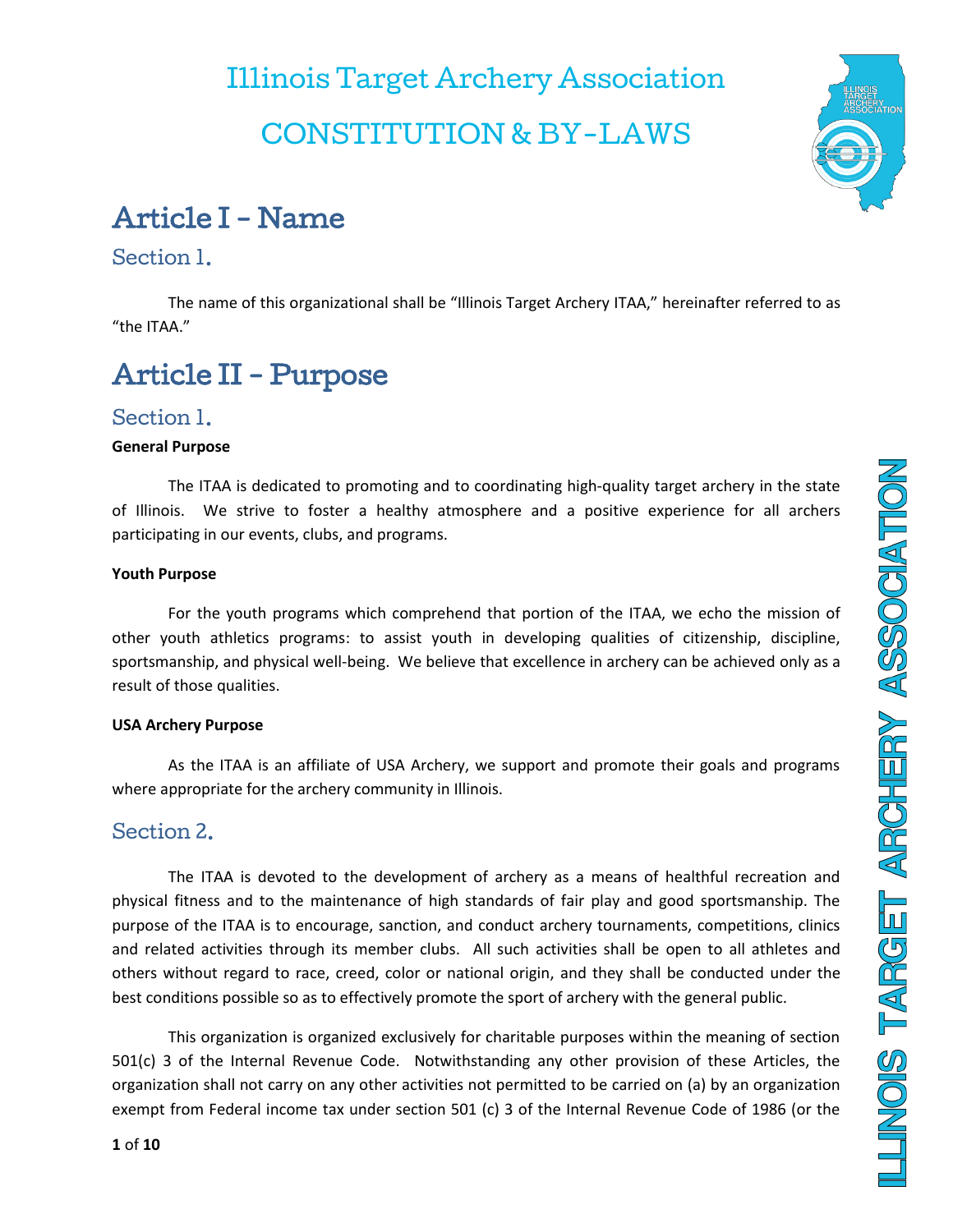# Illinois Target Archery Association

# CONSTITUTION & BY-LAWS

## Article I - Name

### Section 1.

The name of this organizational shall be "Illinois Target Archery ITAA," hereinafter referred to as "the ITAA."

## Article II - Purpose

### Section 1.

**General Purpose**

The ITAA is dedicated to promoting and to coordinating high-quality target archery in the state of Illinois. We strive to foster a healthy atmosphere and a positive experience for all archers participating in our events, clubs, and programs.

**Youth Purpose**

For the youth programs which comprehend that portion of the ITAA, we echo the mission of other youth athletics programs: to assist youth in developing qualities of citizenship, discipline, sportsmanship, and physical well-being. We believe that excellence in archery can be achieved only as a result of those qualities.

**USA Archery Purpose**

As the ITAA is an affiliate of USA Archery, we support and promote their goals and programs where appropriate for the archery community in Illinois.

### Section 2.

The ITAA is devoted to the development of archery as a means of healthful recreation and physical fitness and to the maintenance of high standards of fair play and good sportsmanship. The purpose of the ITAA is to encourage, sanction, and conduct archery tournaments, competitions, clinics and related activities through its member clubs. All such activities shall be open to all athletes and others without regard to race, creed, color or national origin, and they shall be conducted under the best conditions possible so as to effectively promote the sport of archery with the general public.

This organization is organized exclusively for charitable purposes within the meaning of section 501(c) 3 of the Internal Revenue Code. Notwithstanding any other provision of these Articles, the organization shall not carry on any other activities not permitted to be carried on (a) by an organization exempt from Federal income tax under section 501 (c) 3 of the Internal Revenue Code of 1986 (or the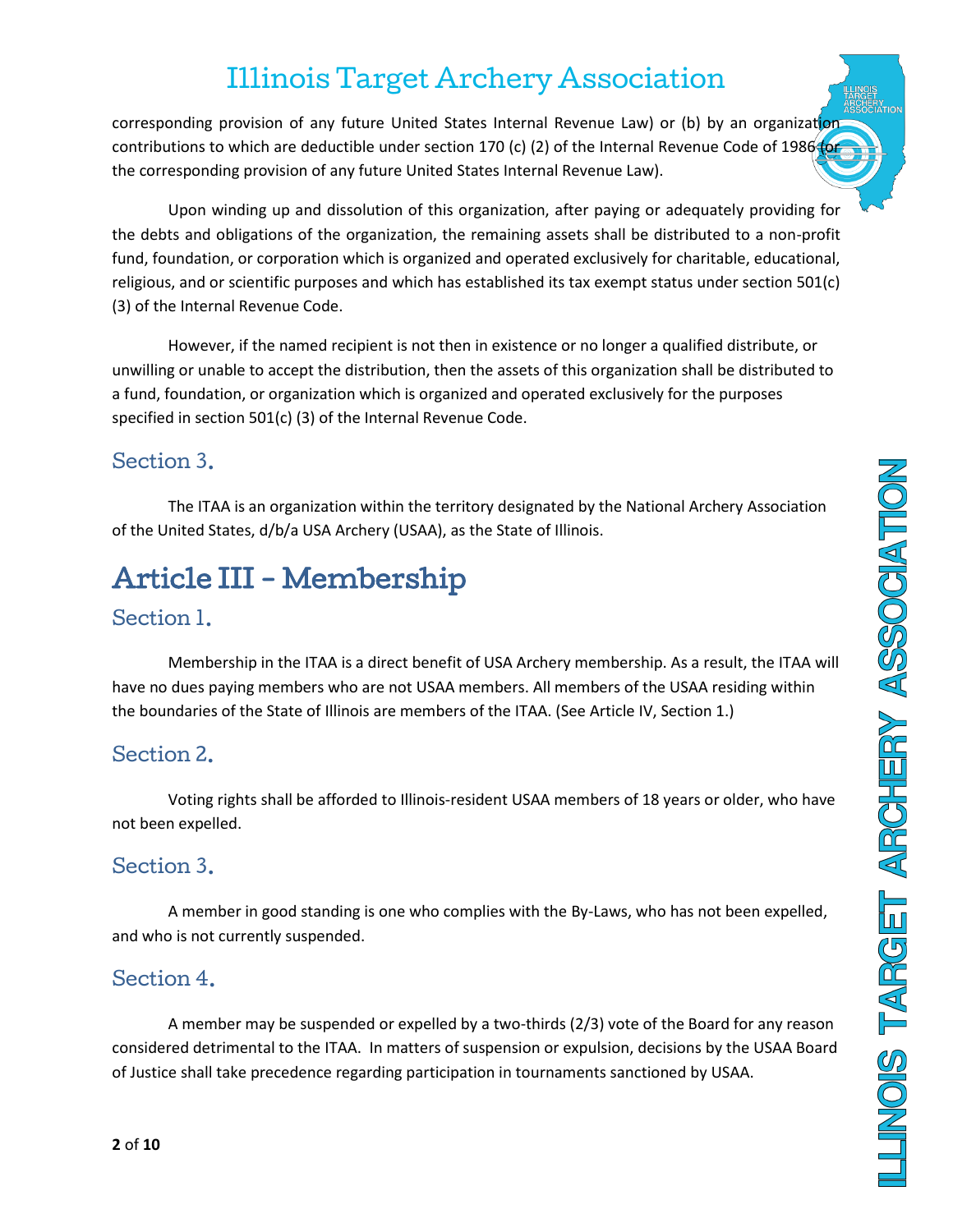corresponding provision of any future United States Internal Revenue Law) or (b) by an organization contributions to which are deductible under section 170 (c) (2) of the Internal Revenue Code of 1986 (or the corresponding provision of any future United States Internal Revenue Law).

Upon winding up and dissolution of this organization, after paying or adequately providing for the debts and obligations of the organization, the remaining assets shall be distributed to a non-profit fund, foundation, or corporation which is organized and operated exclusively for charitable, educational, religious, and or scientific purposes and which has established its tax exempt status under section 501(c) (3) of the Internal Revenue Code.

However, if the named recipient is not then in existence or no longer a qualified distribute, or unwilling or unable to accept the distribution, then the assets of this organization shall be distributed to a fund, foundation, or organization which is organized and operated exclusively for the purposes specified in section 501(c) (3) of the Internal Revenue Code.

## Section 3.

The ITAA is an organization within the territory designated by the National Archery Association of the United States, d/b/a USA Archery (USAA), as the State of Illinois.

# Article III – Membership

## Section 1.

Membership in the ITAA is a direct benefit of USA Archery membership. As a result, the ITAA will have no dues paying members who are not USAA members. All members of the USAA residing within the boundaries of the State of Illinois are members of the ITAA. (See Article IV, Section 1.)

## Section 2.

Voting rights shall be afforded to Illinois-resident USAA members of 18 years or older, who have not been expelled.

## Section 3.

A member in good standing is one who complies with the By-Laws, who has not been expelled, and who is not currently suspended.

## Section 4.

A member may be suspended or expelled by a two-thirds (2/3) vote of the Board for any reason considered detrimental to the ITAA. In matters of suspension or expulsion, decisions by the USAA Board of Justice shall take precedence regarding participation in tournaments sanctioned by USAA.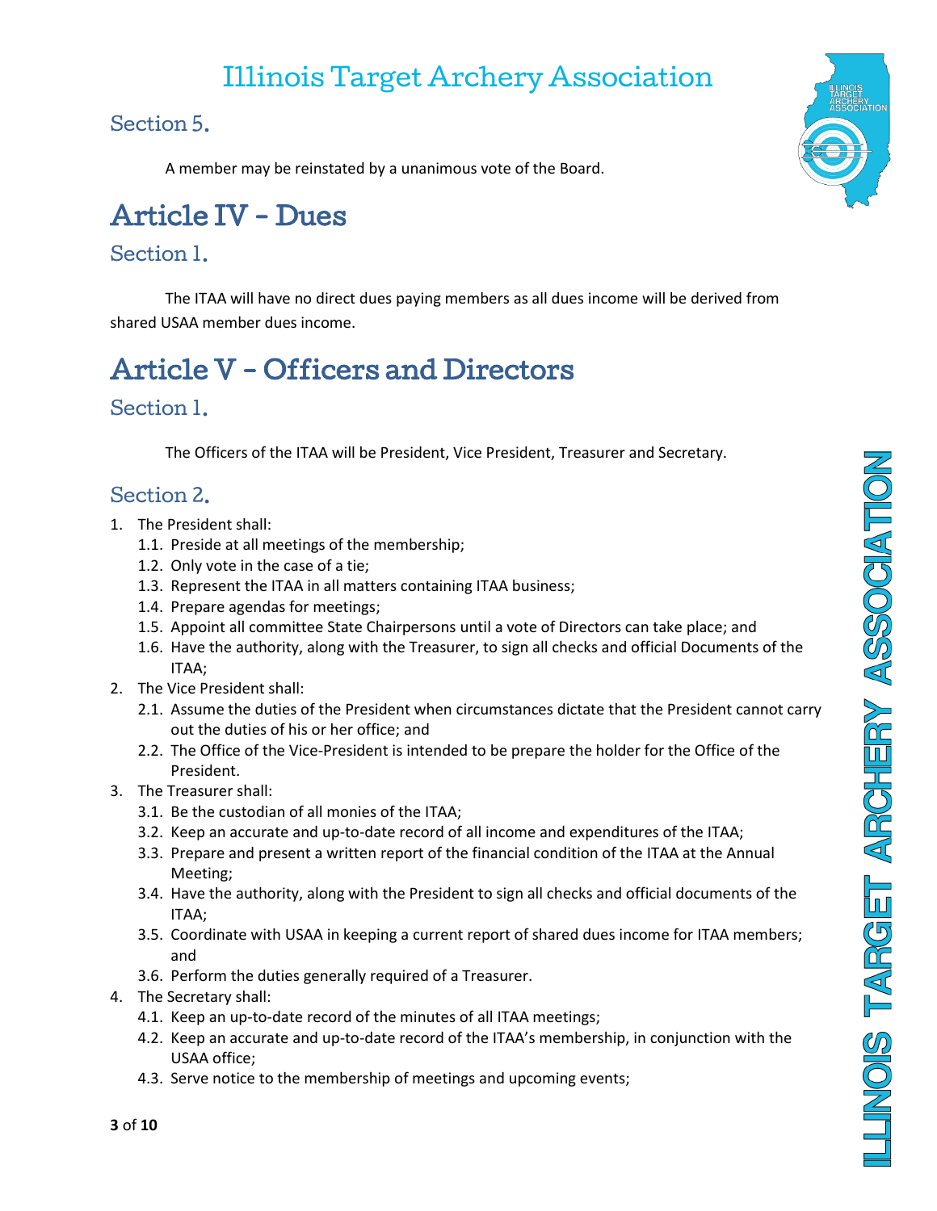## Section 5.

A member may be reinstated by a unanimous vote of the Board.

# Article IV - Dues

## Section 1.

The ITAA will have no direct dues paying members as all dues income will be derived from shared USAA member dues income.

# Article V - Officers and Directors

## Section 1.

The Officers of the ITAA will be President, Vice President, Treasurer and Secretary.

## Section 2.

1. The President shall:
   - 1.1. Preside at all meetings of the membership;
   - 1.2. Only vote in the case of a tie;
   - 1.3. Represent the ITAA in all matters containing ITAA business;
   - 1.4. Prepare agendas for meetings;
   - 1.5. Appoint all committee State Chairpersons until a vote of Directors can take place; and
   - 1.6. Have the authority, along with the Treasurer, to sign all checks and official Documents of the ITAA;
2. The Vice President shall:
   - 2.1. Assume the duties of the President when circumstances dictate that the President cannot carry out the duties of his or her office; and
   - 2.2. The Office of the Vice-President is intended to be prepare the holder for the Office of the President.
3. The Treasurer shall:
   - 3.1. Be the custodian of all monies of the ITAA;
   - 3.2. Keep an accurate and up-to-date record of all income and expenditures of the ITAA;
   - 3.3. Prepare and present a written report of the financial condition of the ITAA at the Annual Meeting;
   - 3.4. Have the authority, along with the President to sign all checks and official documents of the ITAA;
   - 3.5. Coordinate with USAA in keeping a current report of shared dues income for ITAA members; and
   - 3.6. Perform the duties generally required of a Treasurer.
4. The Secretary shall:
   - 4.1. Keep an up-to-date record of the minutes of all ITAA meetings;
   - 4.2. Keep an accurate and up-to-date record of the ITAA's membership, in conjunction with the USAA office;
   - 4.3. Serve notice to the membership of meetings and upcoming events;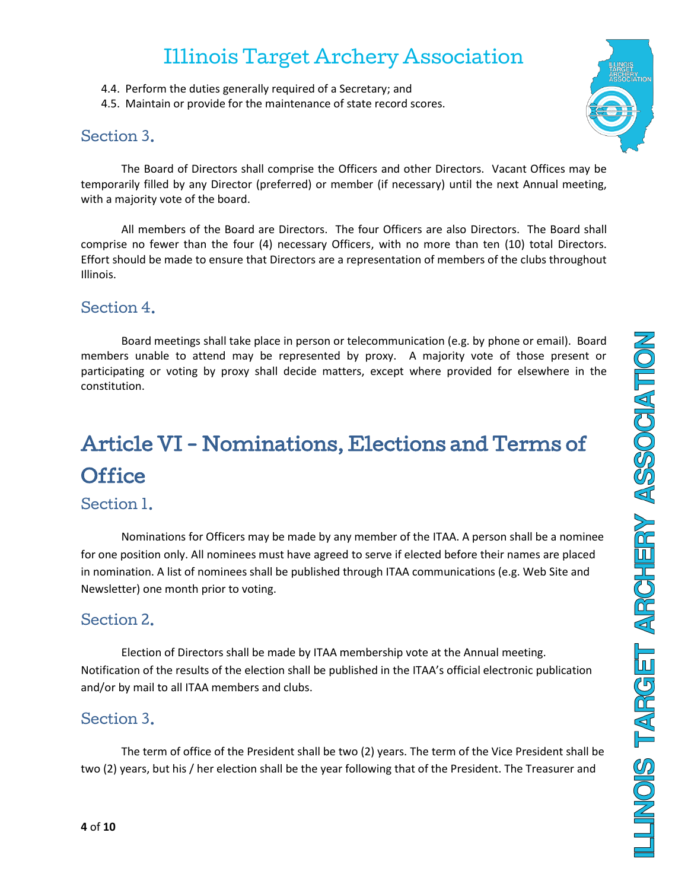4.4. Perform the duties generally required of a Secretary; and
4.5. Maintain or provide for the maintenance of state record scores.

### Section 3.

The Board of Directors shall comprise the Officers and other Directors. Vacant Offices may be temporarily filled by any Director (preferred) or member (if necessary) until the next Annual meeting, with a majority vote of the board.

All members of the Board are Directors. The four Officers are also Directors. The Board shall comprise no fewer than the four (4) necessary Officers, with no more than ten (10) total Directors. Effort should be made to ensure that Directors are a representation of members of the clubs throughout Illinois.

### Section 4.

Board meetings shall take place in person or telecommunication (e.g. by phone or email). Board members unable to attend may be represented by proxy. A majority vote of those present or participating or voting by proxy shall decide matters, except where provided for elsewhere in the constitution.

## Article VI - Nominations, Elections and Terms of Office

### Section 1.

Nominations for Officers may be made by any member of the ITAA. A person shall be a nominee for one position only. All nominees must have agreed to serve if elected before their names are placed in nomination. A list of nominees shall be published through ITAA communications (e.g. Web Site and Newsletter) one month prior to voting.

### Section 2.

Election of Directors shall be made by ITAA membership vote at the Annual meeting. Notification of the results of the election shall be published in the ITAA's official electronic publication and/or by mail to all ITAA members and clubs.

### Section 3.

The term of office of the President shall be two (2) years. The term of the Vice President shall be two (2) years, but his / her election shall be the year following that of the President. The Treasurer and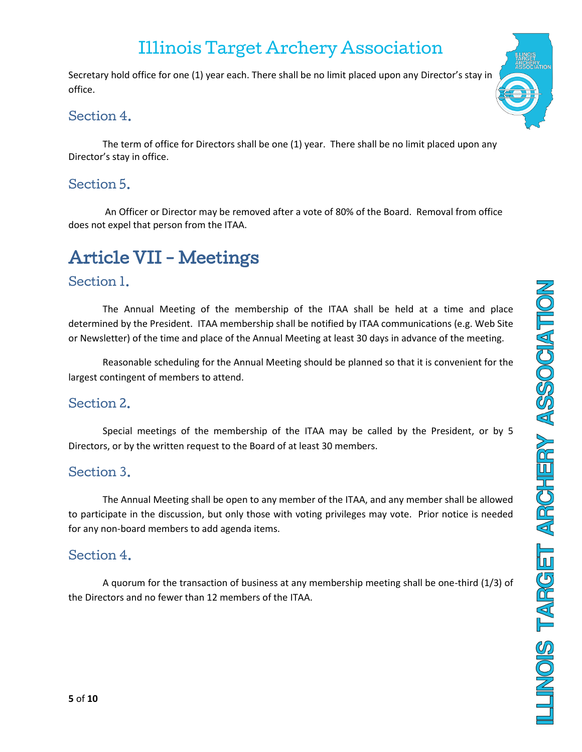Secretary hold office for one (1) year each. There shall be no limit placed upon any Director's stay in office.

### Section 4.

The term of office for Directors shall be one (1) year. There shall be no limit placed upon any Director's stay in office.

### Section 5.

An Officer or Director may be removed after a vote of 80% of the Board. Removal from office does not expel that person from the ITAA.

## Article VII - Meetings

### Section 1.

The Annual Meeting of the membership of the ITAA shall be held at a time and place determined by the President. ITAA membership shall be notified by ITAA communications (e.g. Web Site or Newsletter) of the time and place of the Annual Meeting at least 30 days in advance of the meeting.

Reasonable scheduling for the Annual Meeting should be planned so that it is convenient for the largest contingent of members to attend.

### Section 2.

Special meetings of the membership of the ITAA may be called by the President, or by 5 Directors, or by the written request to the Board of at least 30 members.

### Section 3.

The Annual Meeting shall be open to any member of the ITAA, and any member shall be allowed to participate in the discussion, but only those with voting privileges may vote. Prior notice is needed for any non-board members to add agenda items.

### Section 4.

A quorum for the transaction of business at any membership meeting shall be one-third (1/3) of the Directors and no fewer than 12 members of the ITAA.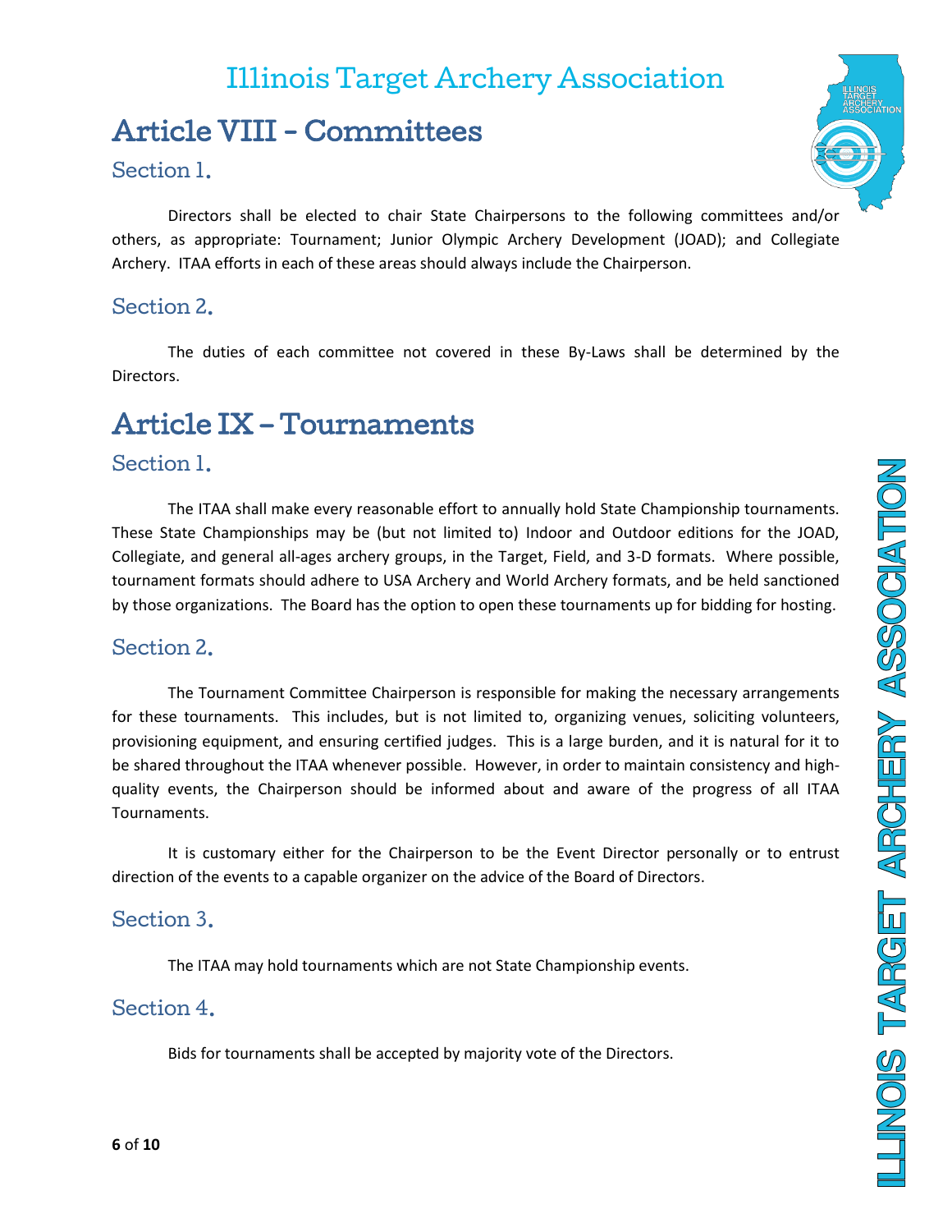## Article VIII - Committees

### Section 1.

Directors shall be elected to chair State Chairpersons to the following committees and/or others, as appropriate: Tournament; Junior Olympic Archery Development (JOAD); and Collegiate Archery. ITAA efforts in each of these areas should always include the Chairperson.

### Section 2.

The duties of each committee not covered in these By-Laws shall be determined by the Directors.

## Article IX – Tournaments

### Section 1.

The ITAA shall make every reasonable effort to annually hold State Championship tournaments. These State Championships may be (but not limited to) Indoor and Outdoor editions for the JOAD, Collegiate, and general all-ages archery groups, in the Target, Field, and 3-D formats. Where possible, tournament formats should adhere to USA Archery and World Archery formats, and be held sanctioned by those organizations. The Board has the option to open these tournaments up for bidding for hosting.

### Section 2.

The Tournament Committee Chairperson is responsible for making the necessary arrangements for these tournaments. This includes, but is not limited to, organizing venues, soliciting volunteers, provisioning equipment, and ensuring certified judges. This is a large burden, and it is natural for it to be shared throughout the ITAA whenever possible. However, in order to maintain consistency and high-quality events, the Chairperson should be informed about and aware of the progress of all ITAA Tournaments.

It is customary either for the Chairperson to be the Event Director personally or to entrust direction of the events to a capable organizer on the advice of the Board of Directors.

### Section 3.

The ITAA may hold tournaments which are not State Championship events.

### Section 4.

Bids for tournaments shall be accepted by majority vote of the Directors.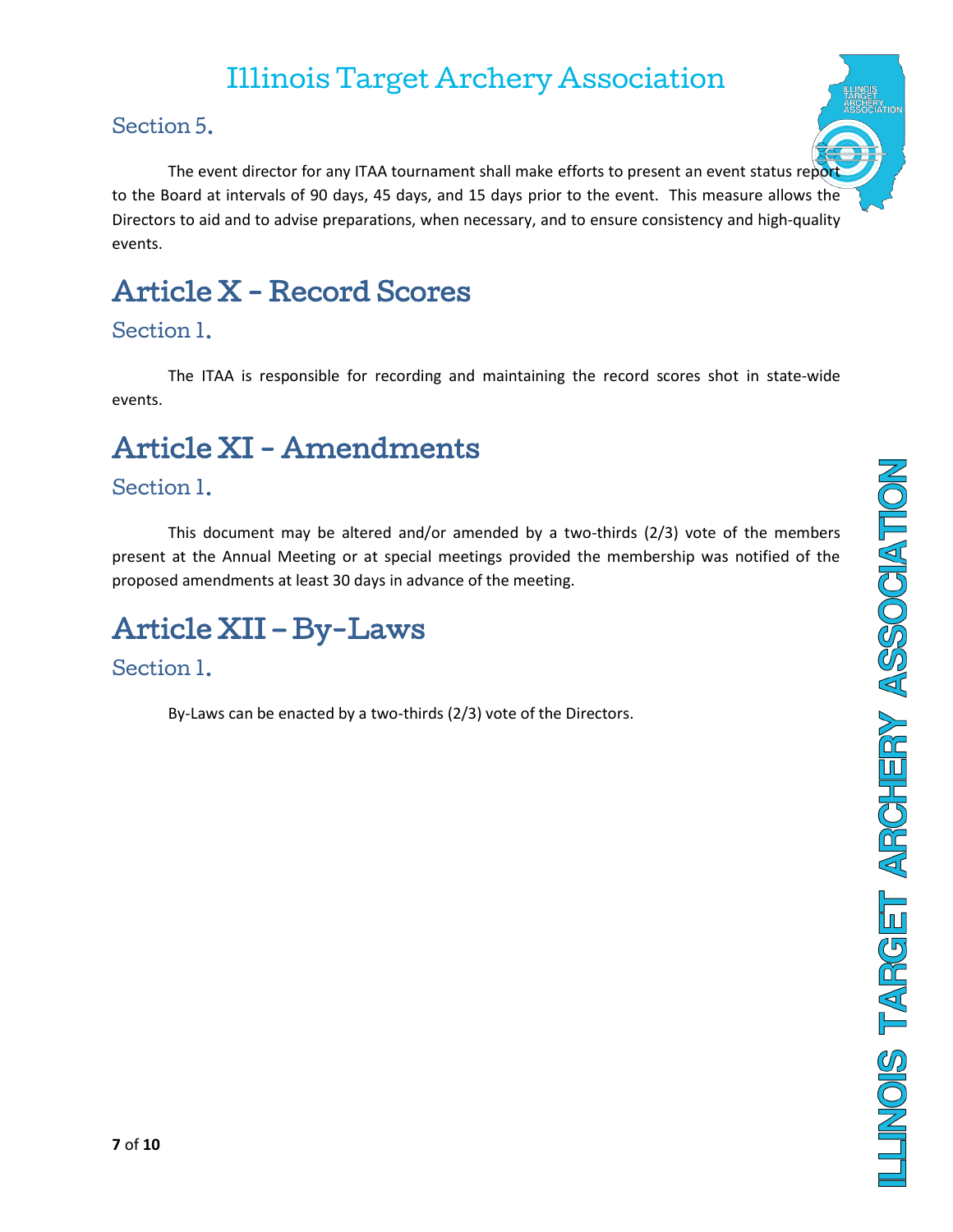### Section 5.

The event director for any ITAA tournament shall make efforts to present an event status report to the Board at intervals of 90 days, 45 days, and 15 days prior to the event. This measure allows the Directors to aid and to advise preparations, when necessary, and to ensure consistency and high-quality events.

## Article X - Record Scores

### Section 1.

The ITAA is responsible for recording and maintaining the record scores shot in state-wide events.

## Article XI - Amendments

### Section 1.

This document may be altered and/or amended by a two-thirds (2/3) vote of the members present at the Annual Meeting or at special meetings provided the membership was notified of the proposed amendments at least 30 days in advance of the meeting.

## Article XII – By-Laws

### Section 1.

By-Laws can be enacted by a two-thirds (2/3) vote of the Directors.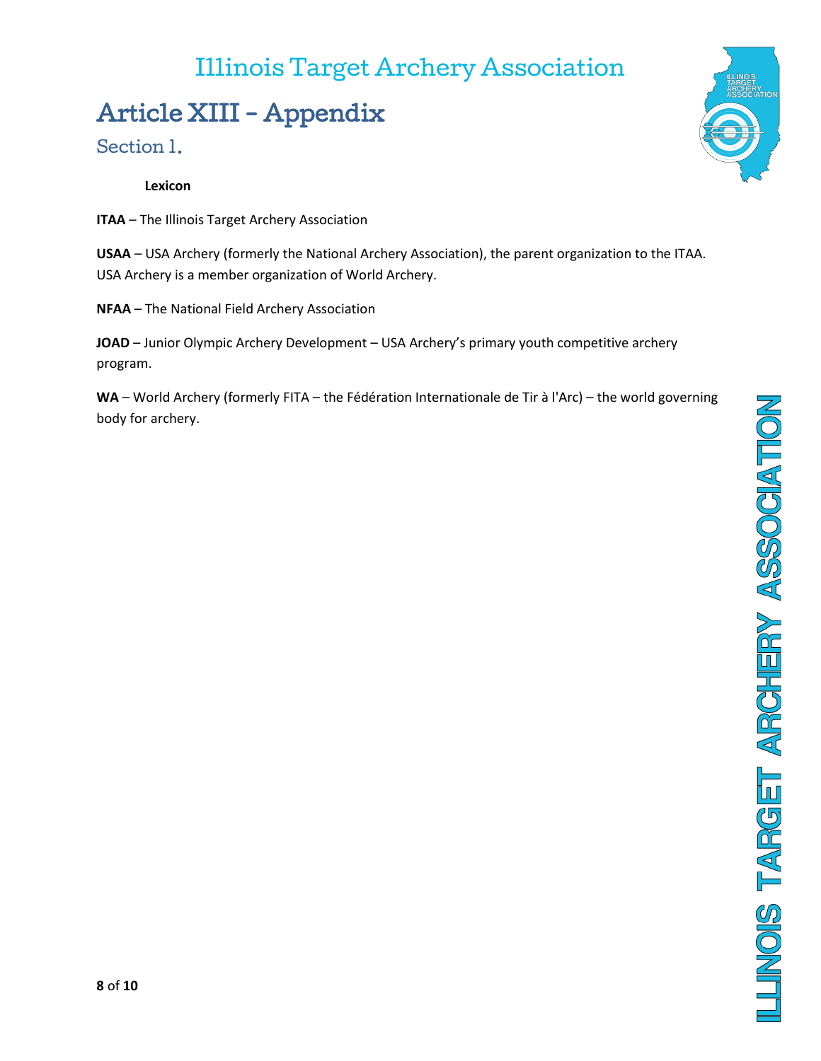# Article XIII - Appendix

## Section 1.

**Lexicon**

**ITAA** – The Illinois Target Archery Association

**USAA** – USA Archery (formerly the National Archery Association), the parent organization to the ITAA. USA Archery is a member organization of World Archery.

**NFAA** – The National Field Archery Association

**JOAD** – Junior Olympic Archery Development – USA Archery's primary youth competitive archery program.

**WA** – World Archery (formerly FITA – the Fédération Internationale de Tir à l'Arc) – the world governing body for archery.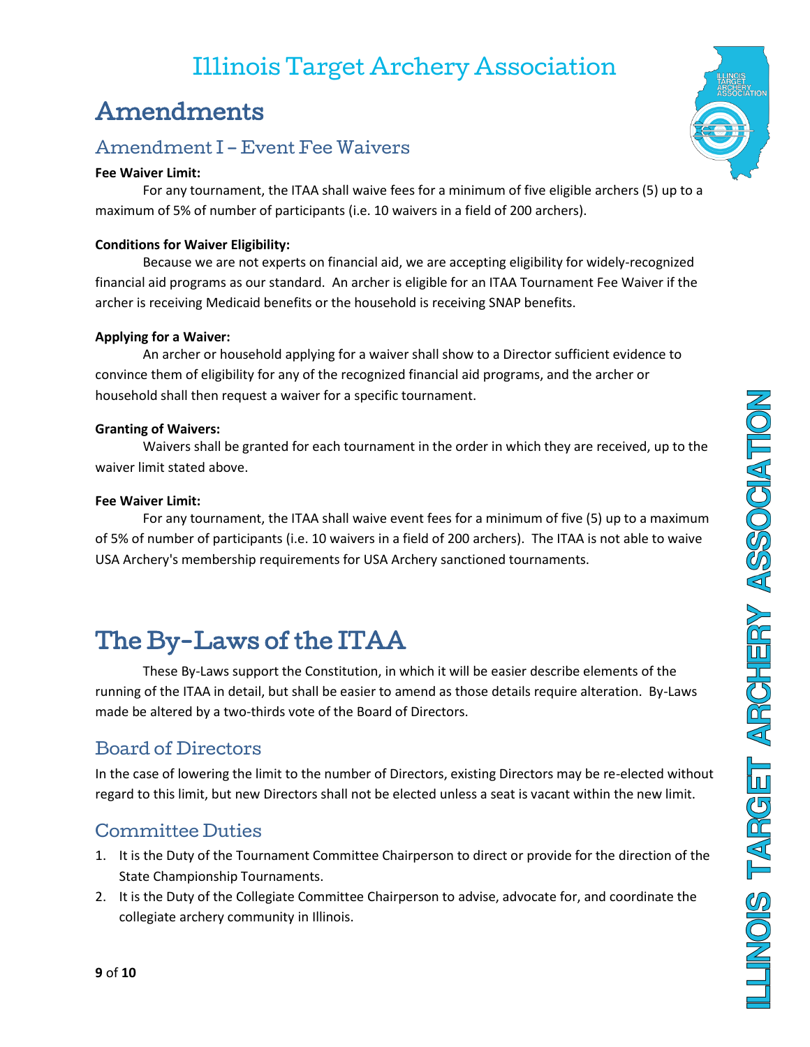# Amendments

## Amendment I – Event Fee Waivers

**Fee Waiver Limit:**

For any tournament, the ITAA shall waive fees for a minimum of five eligible archers (5) up to a maximum of 5% of number of participants (i.e. 10 waivers in a field of 200 archers).

**Conditions for Waiver Eligibility:**

Because we are not experts on financial aid, we are accepting eligibility for widely-recognized financial aid programs as our standard. An archer is eligible for an ITAA Tournament Fee Waiver if the archer is receiving Medicaid benefits or the household is receiving SNAP benefits.

**Applying for a Waiver:**

An archer or household applying for a waiver shall show to a Director sufficient evidence to convince them of eligibility for any of the recognized financial aid programs, and the archer or household shall then request a waiver for a specific tournament.

**Granting of Waivers:**

Waivers shall be granted for each tournament in the order in which they are received, up to the waiver limit stated above.

**Fee Waiver Limit:**

For any tournament, the ITAA shall waive event fees for a minimum of five (5) up to a maximum of 5% of number of participants (i.e. 10 waivers in a field of 200 archers). The ITAA is not able to waive USA Archery's membership requirements for USA Archery sanctioned tournaments.

# The By-Laws of the ITAA

These By-Laws support the Constitution, in which it will be easier describe elements of the running of the ITAA in detail, but shall be easier to amend as those details require alteration. By-Laws made be altered by a two-thirds vote of the Board of Directors.

## Board of Directors

In the case of lowering the limit to the number of Directors, existing Directors may be re-elected without regard to this limit, but new Directors shall not be elected unless a seat is vacant within the new limit.

## Committee Duties

1. It is the Duty of the Tournament Committee Chairperson to direct or provide for the direction of the State Championship Tournaments.
2. It is the Duty of the Collegiate Committee Chairperson to advise, advocate for, and coordinate the collegiate archery community in Illinois.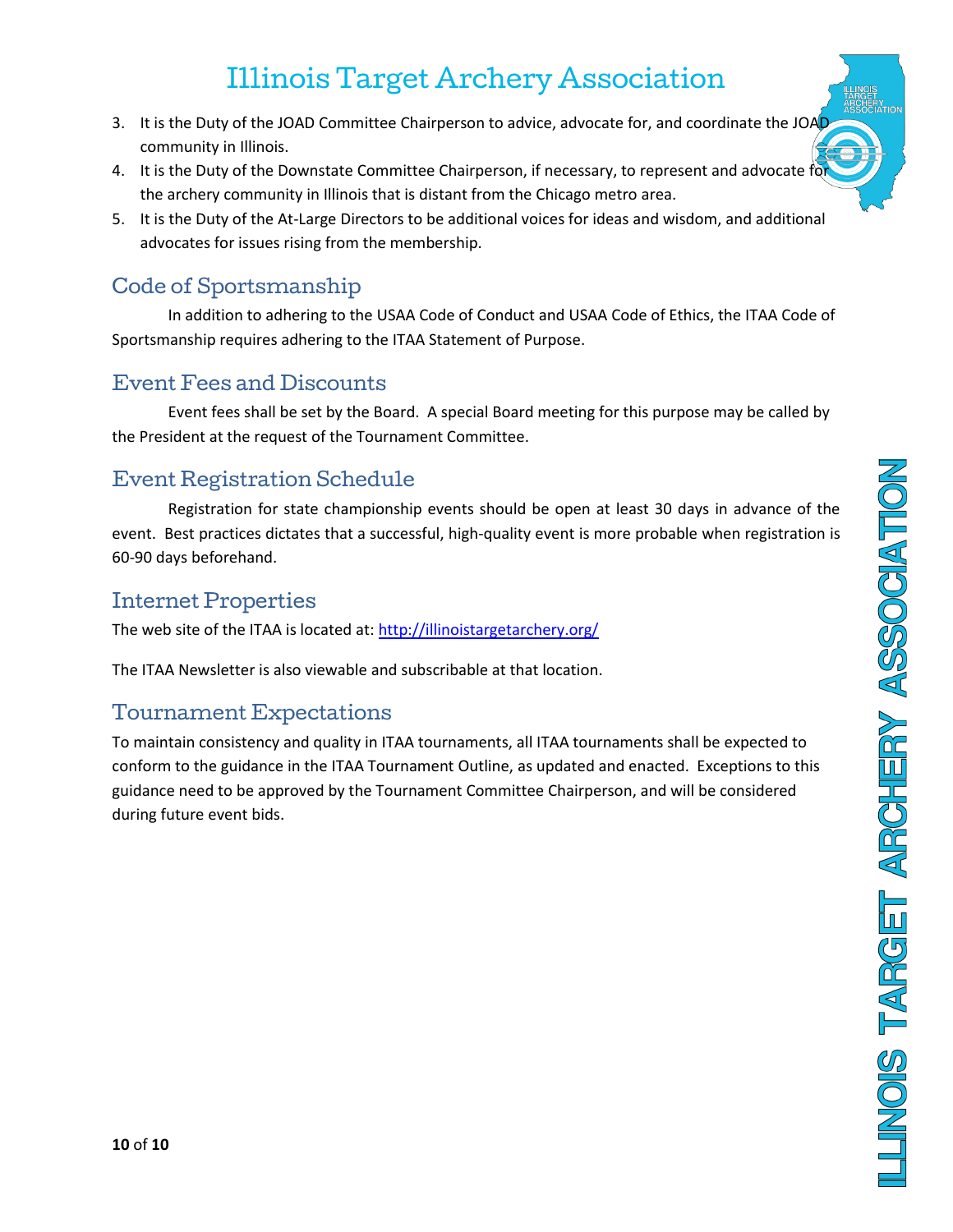3. It is the Duty of the JOAD Committee Chairperson to advice, advocate for, and coordinate the JOAD community in Illinois.
4. It is the Duty of the Downstate Committee Chairperson, if necessary, to represent and advocate for the archery community in Illinois that is distant from the Chicago metro area.
5. It is the Duty of the At-Large Directors to be additional voices for ideas and wisdom, and additional advocates for issues rising from the membership.

## Code of Sportsmanship

In addition to adhering to the USAA Code of Conduct and USAA Code of Ethics, the ITAA Code of Sportsmanship requires adhering to the ITAA Statement of Purpose.

## Event Fees and Discounts

Event fees shall be set by the Board. A special Board meeting for this purpose may be called by the President at the request of the Tournament Committee.

## Event Registration Schedule

Registration for state championship events should be open at least 30 days in advance of the event. Best practices dictates that a successful, high-quality event is more probable when registration is 60-90 days beforehand.

## Internet Properties

The web site of the ITAA is located at: [http://illinoistargetarchery.org/](http://illinoistargetarchery.org/)

The ITAA Newsletter is also viewable and subscribable at that location.

## Tournament Expectations

To maintain consistency and quality in ITAA tournaments, all ITAA tournaments shall be expected to conform to the guidance in the ITAA Tournament Outline, as updated and enacted. Exceptions to this guidance need to be approved by the Tournament Committee Chairperson, and will be considered during future event bids.